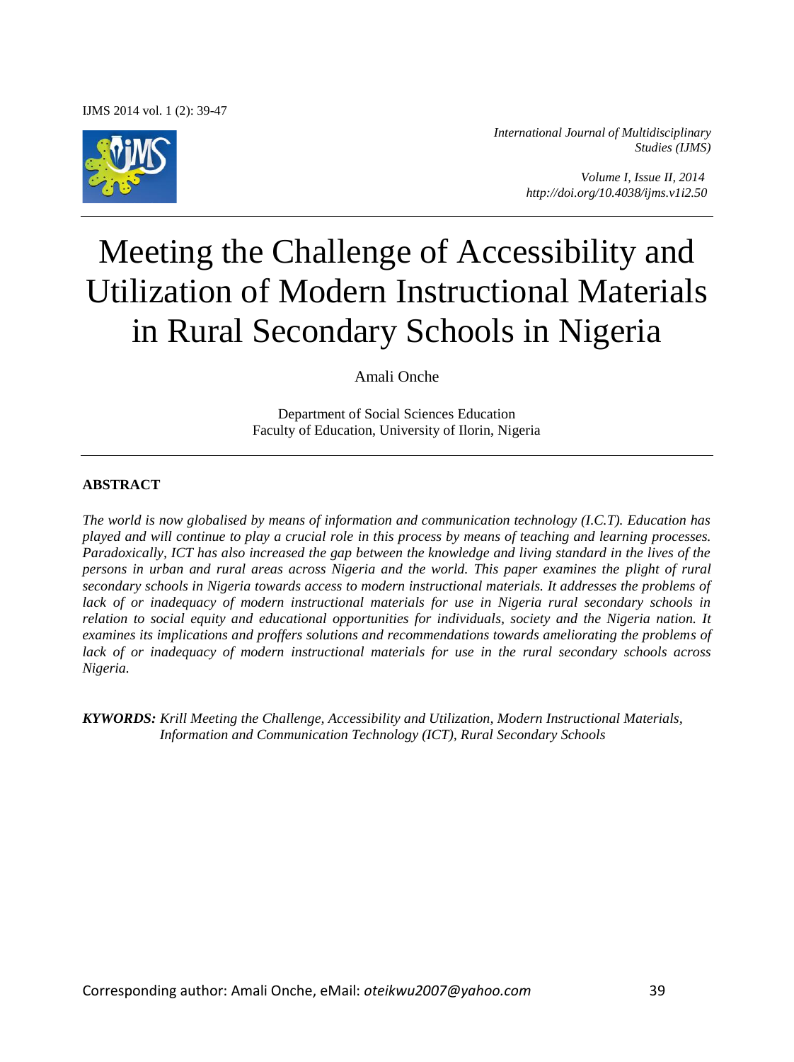*International Journal of Multidisciplinary Studies (IJMS)*

*Volume I, Issue II, 2014*
*http://doi.org/10.4038/ijms.v1i2.50*

# Meeting the Challenge of Accessibility and Utilization of Modern Instructional Materials in Rural Secondary Schools in Nigeria

Amali Onche

Department of Social Sciences Education
Faculty of Education, University of Ilorin, Nigeria

## ABSTRACT

*The world is now globalised by means of information and communication technology (I.C.T). Education has played and will continue to play a crucial role in this process by means of teaching and learning processes. Paradoxically, ICT has also increased the gap between the knowledge and living standard in the lives of the persons in urban and rural areas across Nigeria and the world. This paper examines the plight of rural secondary schools in Nigeria towards access to modern instructional materials. It addresses the problems of lack of or inadequacy of modern instructional materials for use in Nigeria rural secondary schools in relation to social equity and educational opportunities for individuals, society and the Nigeria nation. It examines its implications and proffers solutions and recommendations towards ameliorating the problems of lack of or inadequacy of modern instructional materials for use in the rural secondary schools across Nigeria.*

***KYWORDS:*** *Krill Meeting the Challenge, Accessibility and Utilization, Modern Instructional Materials, Information and Communication Technology (ICT), Rural Secondary Schools*

Corresponding author: Amali Onche, eMail: *oteikwu2007@yahoo.com*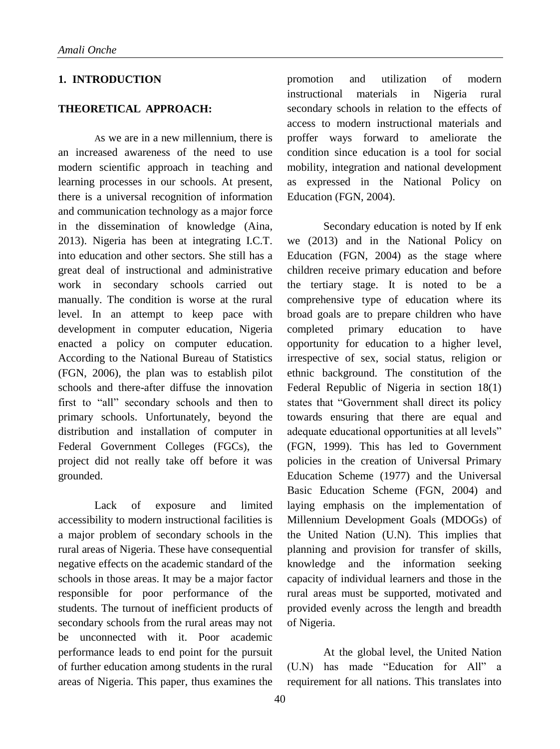## 1. INTRODUCTION

### THEORETICAL APPROACH:

As we are in a new millennium, there is an increased awareness of the need to use modern scientific approach in teaching and learning processes in our schools. At present, there is a universal recognition of information and communication technology as a major force in the dissemination of knowledge (Aina, 2013). Nigeria has been at integrating I.C.T. into education and other sectors. She still has a great deal of instructional and administrative work in secondary schools carried out manually. The condition is worse at the rural level. In an attempt to keep pace with development in computer education, Nigeria enacted a policy on computer education. According to the National Bureau of Statistics (FGN, 2006), the plan was to establish pilot schools and there-after diffuse the innovation first to "all" secondary schools and then to primary schools. Unfortunately, beyond the distribution and installation of computer in Federal Government Colleges (FGCs), the project did not really take off before it was grounded.

Lack of exposure and limited accessibility to modern instructional facilities is a major problem of secondary schools in the rural areas of Nigeria. These have consequential negative effects on the academic standard of the schools in those areas. It may be a major factor responsible for poor performance of the students. The turnout of inefficient products of secondary schools from the rural areas may not be unconnected with it. Poor academic performance leads to end point for the pursuit of further education among students in the rural areas of Nigeria. This paper, thus examines the promotion and utilization of modern instructional materials in Nigeria rural secondary schools in relation to the effects of access to modern instructional materials and proffer ways forward to ameliorate the condition since education is a tool for social mobility, integration and national development as expressed in the National Policy on Education (FGN, 2004).

Secondary education is noted by If enk we (2013) and in the National Policy on Education (FGN, 2004) as the stage where children receive primary education and before the tertiary stage. It is noted to be a comprehensive type of education where its broad goals are to prepare children who have completed primary education to have opportunity for education to a higher level, irrespective of sex, social status, religion or ethnic background. The constitution of the Federal Republic of Nigeria in section 18(1) states that "Government shall direct its policy towards ensuring that there are equal and adequate educational opportunities at all levels" (FGN, 1999). This has led to Government policies in the creation of Universal Primary Education Scheme (1977) and the Universal Basic Education Scheme (FGN, 2004) and laying emphasis on the implementation of Millennium Development Goals (MDOGs) of the United Nation (U.N). This implies that planning and provision for transfer of skills, knowledge and the information seeking capacity of individual learners and those in the rural areas must be supported, motivated and provided evenly across the length and breadth of Nigeria.

At the global level, the United Nation (U.N) has made "Education for All" a requirement for all nations. This translates into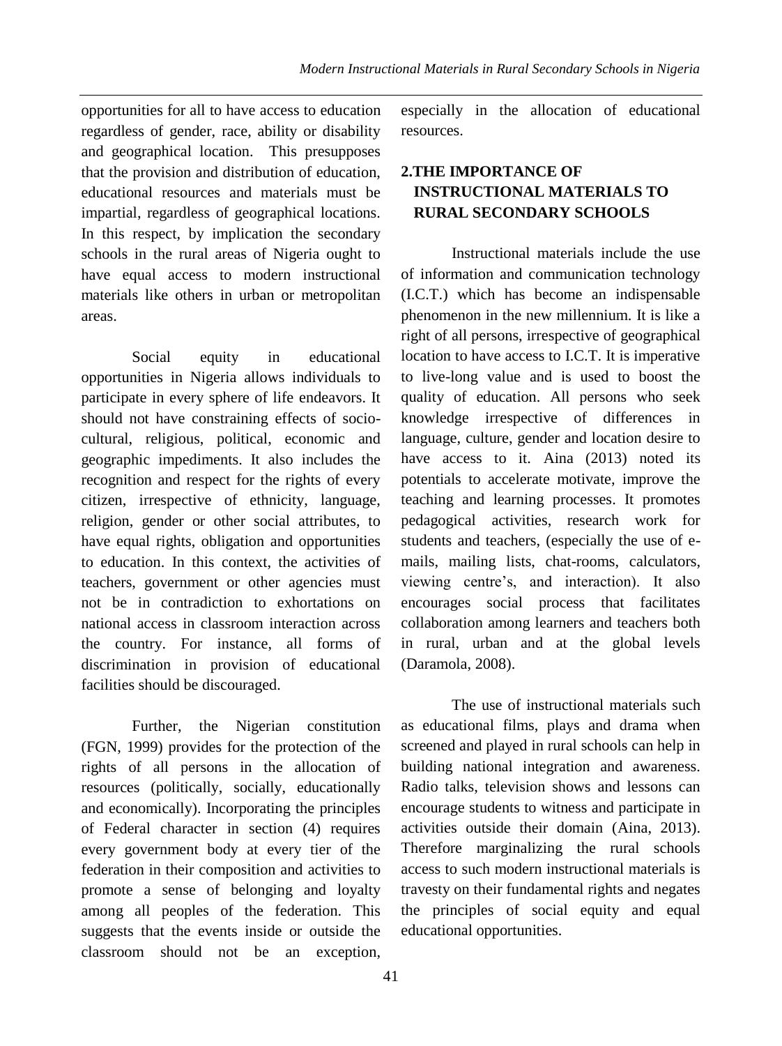opportunities for all to have access to education regardless of gender, race, ability or disability and geographical location. This presupposes that the provision and distribution of education, educational resources and materials must be impartial, regardless of geographical locations. In this respect, by implication the secondary schools in the rural areas of Nigeria ought to have equal access to modern instructional materials like others in urban or metropolitan areas.

Social equity in educational opportunities in Nigeria allows individuals to participate in every sphere of life endeavors. It should not have constraining effects of socio-cultural, religious, political, economic and geographic impediments. It also includes the recognition and respect for the rights of every citizen, irrespective of ethnicity, language, religion, gender or other social attributes, to have equal rights, obligation and opportunities to education. In this context, the activities of teachers, government or other agencies must not be in contradiction to exhortations on national access in classroom interaction across the country. For instance, all forms of discrimination in provision of educational facilities should be discouraged.

Further, the Nigerian constitution (FGN, 1999) provides for the protection of the rights of all persons in the allocation of resources (politically, socially, educationally and economically). Incorporating the principles of Federal character in section (4) requires every government body at every tier of the federation in their composition and activities to promote a sense of belonging and loyalty among all peoples of the federation. This suggests that the events inside or outside the classroom should not be an exception, especially in the allocation of educational resources.

## 2.THE IMPORTANCE OF INSTRUCTIONAL MATERIALS TO RURAL SECONDARY SCHOOLS

Instructional materials include the use of information and communication technology (I.C.T.) which has become an indispensable phenomenon in the new millennium. It is like a right of all persons, irrespective of geographical location to have access to I.C.T. It is imperative to live-long value and is used to boost the quality of education. All persons who seek knowledge irrespective of differences in language, culture, gender and location desire to have access to it. Aina (2013) noted its potentials to accelerate motivate, improve the teaching and learning processes. It promotes pedagogical activities, research work for students and teachers, (especially the use of e-mails, mailing lists, chat-rooms, calculators, viewing centre's, and interaction). It also encourages social process that facilitates collaboration among learners and teachers both in rural, urban and at the global levels (Daramola, 2008).

The use of instructional materials such as educational films, plays and drama when screened and played in rural schools can help in building national integration and awareness. Radio talks, television shows and lessons can encourage students to witness and participate in activities outside their domain (Aina, 2013). Therefore marginalizing the rural schools access to such modern instructional materials is travesty on their fundamental rights and negates the principles of social equity and equal educational opportunities.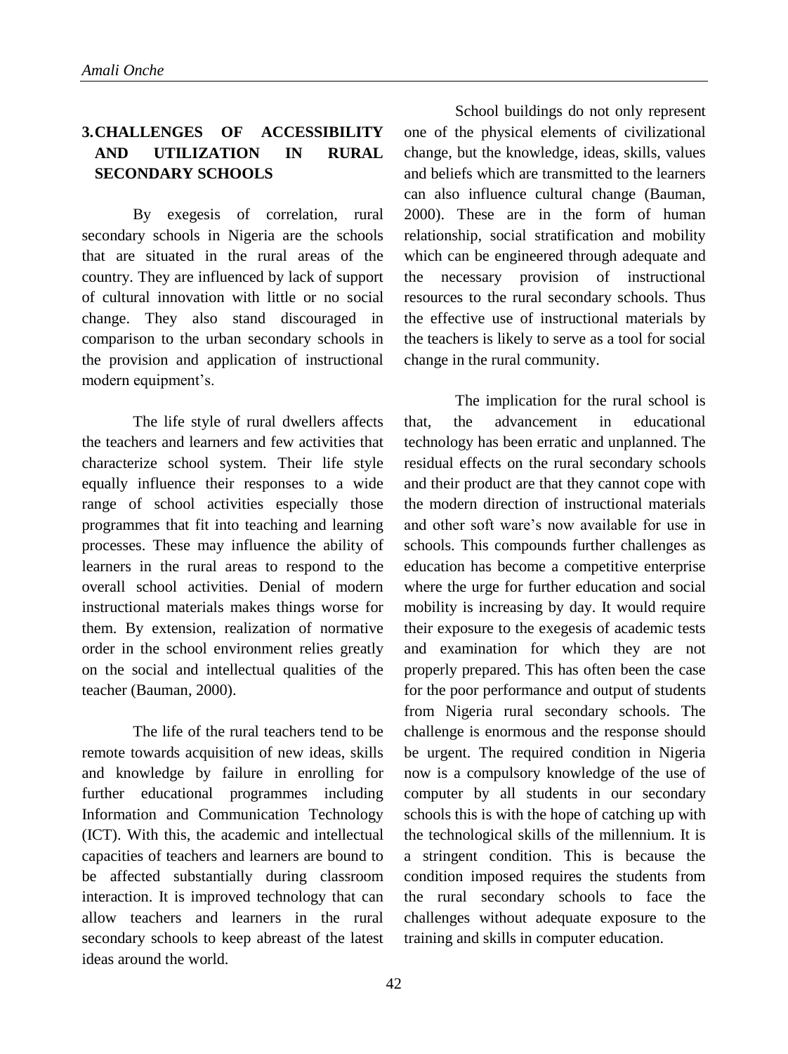## 3. CHALLENGES OF ACCESSIBILITY AND UTILIZATION IN RURAL SECONDARY SCHOOLS

By exegesis of correlation, rural secondary schools in Nigeria are the schools that are situated in the rural areas of the country. They are influenced by lack of support of cultural innovation with little or no social change. They also stand discouraged in comparison to the urban secondary schools in the provision and application of instructional modern equipment's.

The life style of rural dwellers affects the teachers and learners and few activities that characterize school system. Their life style equally influence their responses to a wide range of school activities especially those programmes that fit into teaching and learning processes. These may influence the ability of learners in the rural areas to respond to the overall school activities. Denial of modern instructional materials makes things worse for them. By extension, realization of normative order in the school environment relies greatly on the social and intellectual qualities of the teacher (Bauman, 2000).

The life of the rural teachers tend to be remote towards acquisition of new ideas, skills and knowledge by failure in enrolling for further educational programmes including Information and Communication Technology (ICT). With this, the academic and intellectual capacities of teachers and learners are bound to be affected substantially during classroom interaction. It is improved technology that can allow teachers and learners in the rural secondary schools to keep abreast of the latest ideas around the world.

School buildings do not only represent one of the physical elements of civilizational change, but the knowledge, ideas, skills, values and beliefs which are transmitted to the learners can also influence cultural change (Bauman, 2000). These are in the form of human relationship, social stratification and mobility which can be engineered through adequate and the necessary provision of instructional resources to the rural secondary schools. Thus the effective use of instructional materials by the teachers is likely to serve as a tool for social change in the rural community.

The implication for the rural school is that, the advancement in educational technology has been erratic and unplanned. The residual effects on the rural secondary schools and their product are that they cannot cope with the modern direction of instructional materials and other soft ware's now available for use in schools. This compounds further challenges as education has become a competitive enterprise where the urge for further education and social mobility is increasing by day. It would require their exposure to the exegesis of academic tests and examination for which they are not properly prepared. This has often been the case for the poor performance and output of students from Nigeria rural secondary schools. The challenge is enormous and the response should be urgent. The required condition in Nigeria now is a compulsory knowledge of the use of computer by all students in our secondary schools this is with the hope of catching up with the technological skills of the millennium. It is a stringent condition. This is because the condition imposed requires the students from the rural secondary schools to face the challenges without adequate exposure to the training and skills in computer education.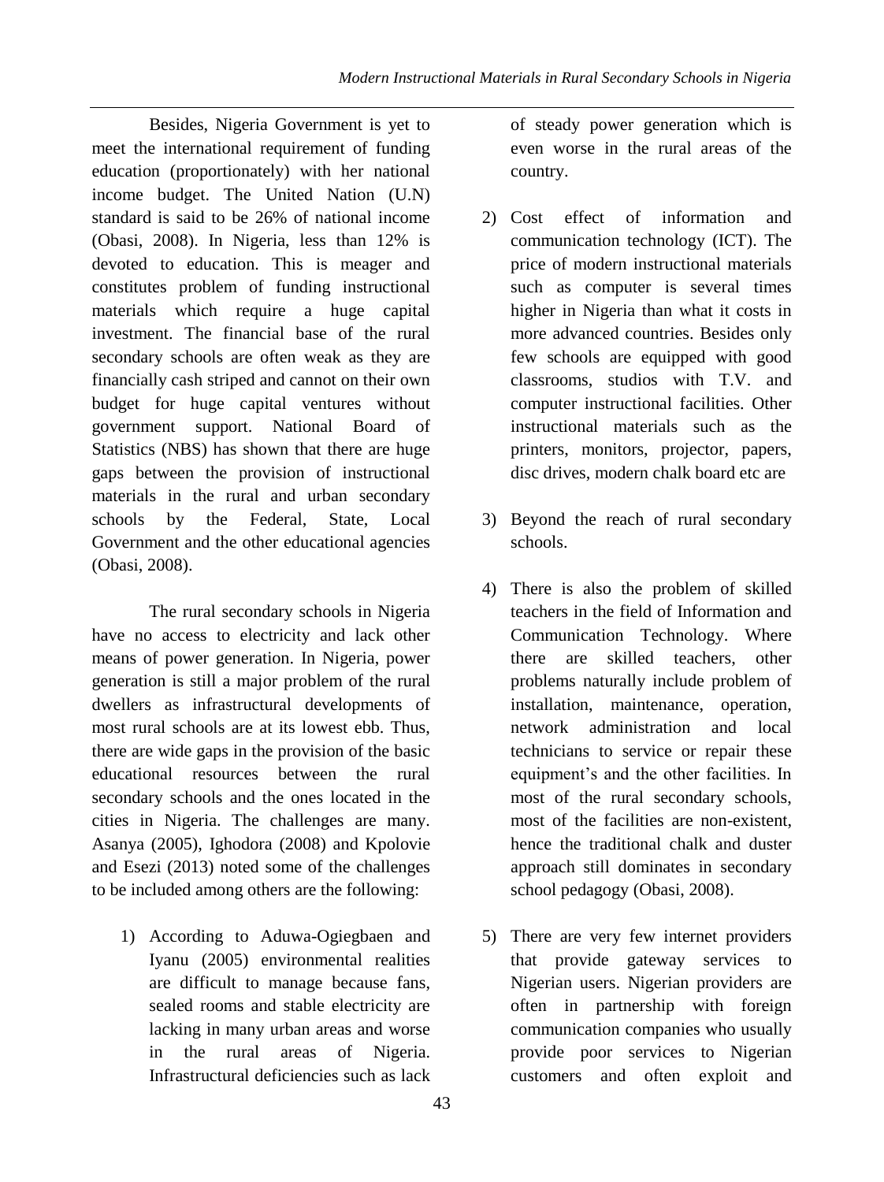Besides, Nigeria Government is yet to meet the international requirement of funding education (proportionately) with her national income budget. The United Nation (U.N) standard is said to be 26% of national income (Obasi, 2008). In Nigeria, less than 12% is devoted to education. This is meager and constitutes problem of funding instructional materials which require a huge capital investment. The financial base of the rural secondary schools are often weak as they are financially cash striped and cannot on their own budget for huge capital ventures without government support. National Board of Statistics (NBS) has shown that there are huge gaps between the provision of instructional materials in the rural and urban secondary schools by the Federal, State, Local Government and the other educational agencies (Obasi, 2008).

The rural secondary schools in Nigeria have no access to electricity and lack other means of power generation. In Nigeria, power generation is still a major problem of the rural dwellers as infrastructural developments of most rural schools are at its lowest ebb. Thus, there are wide gaps in the provision of the basic educational resources between the rural secondary schools and the ones located in the cities in Nigeria. The challenges are many. Asanya (2005), Ighodora (2008) and Kpolovie and Esezi (2013) noted some of the challenges to be included among others are the following:

1) According to Aduwa-Ogiegbaen and Iyanu (2005) environmental realities are difficult to manage because fans, sealed rooms and stable electricity are lacking in many urban areas and worse in the rural areas of Nigeria. Infrastructural deficiencies such as lack of steady power generation which is even worse in the rural areas of the country.

2) Cost effect of information and communication technology (ICT). The price of modern instructional materials such as computer is several times higher in Nigeria than what it costs in more advanced countries. Besides only few schools are equipped with good classrooms, studios with T.V. and computer instructional facilities. Other instructional materials such as the printers, monitors, projector, papers, disc drives, modern chalk board etc are

3) Beyond the reach of rural secondary schools.

4) There is also the problem of skilled teachers in the field of Information and Communication Technology. Where there are skilled teachers, other problems naturally include problem of installation, maintenance, operation, network administration and local technicians to service or repair these equipment's and the other facilities. In most of the rural secondary schools, most of the facilities are non-existent, hence the traditional chalk and duster approach still dominates in secondary school pedagogy (Obasi, 2008).

5) There are very few internet providers that provide gateway services to Nigerian users. Nigerian providers are often in partnership with foreign communication companies who usually provide poor services to Nigerian customers and often exploit and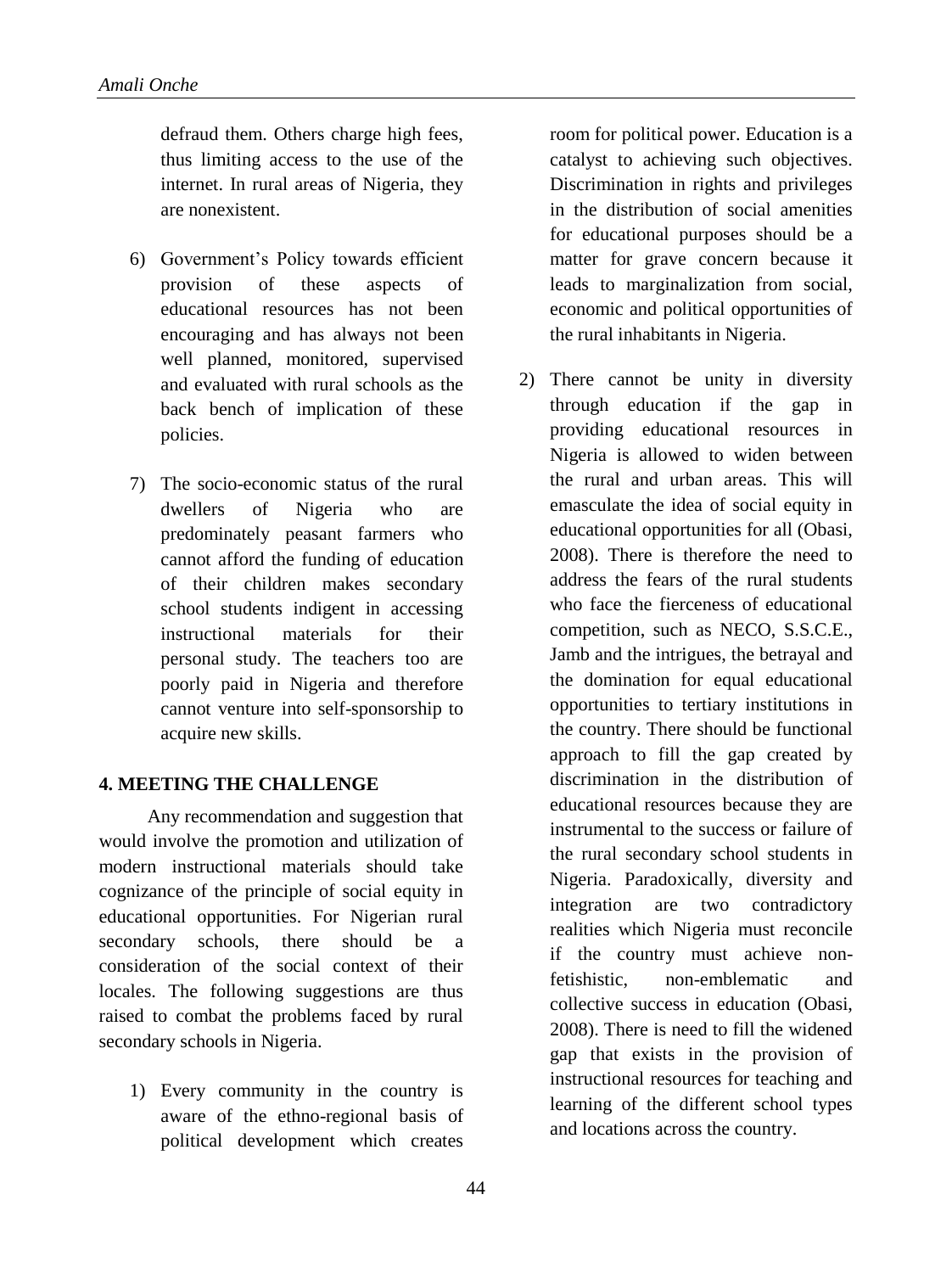defraud them. Others charge high fees, thus limiting access to the use of the internet. In rural areas of Nigeria, they are nonexistent.

6) Government's Policy towards efficient provision of these aspects of educational resources has not been encouraging and has always not been well planned, monitored, supervised and evaluated with rural schools as the back bench of implication of these policies.

7) The socio-economic status of the rural dwellers of Nigeria who are predominately peasant farmers who cannot afford the funding of education of their children makes secondary school students indigent in accessing instructional materials for their personal study. The teachers too are poorly paid in Nigeria and therefore cannot venture into self-sponsorship to acquire new skills.

## 4. MEETING THE CHALLENGE

Any recommendation and suggestion that would involve the promotion and utilization of modern instructional materials should take cognizance of the principle of social equity in educational opportunities. For Nigerian rural secondary schools, there should be a consideration of the social context of their locales. The following suggestions are thus raised to combat the problems faced by rural secondary schools in Nigeria.

1) Every community in the country is aware of the ethno-regional basis of political development which creates room for political power. Education is a catalyst to achieving such objectives. Discrimination in rights and privileges in the distribution of social amenities for educational purposes should be a matter for grave concern because it leads to marginalization from social, economic and political opportunities of the rural inhabitants in Nigeria.

2) There cannot be unity in diversity through education if the gap in providing educational resources in Nigeria is allowed to widen between the rural and urban areas. This will emasculate the idea of social equity in educational opportunities for all (Obasi, 2008). There is therefore the need to address the fears of the rural students who face the fierceness of educational competition, such as NECO, S.S.C.E., Jamb and the intrigues, the betrayal and the domination for equal educational opportunities to tertiary institutions in the country. There should be functional approach to fill the gap created by discrimination in the distribution of educational resources because they are instrumental to the success or failure of the rural secondary school students in Nigeria. Paradoxically, diversity and integration are two contradictory realities which Nigeria must reconcile if the country must achieve non-fetishistic, non-emblematic and collective success in education (Obasi, 2008). There is need to fill the widened gap that exists in the provision of instructional resources for teaching and learning of the different school types and locations across the country.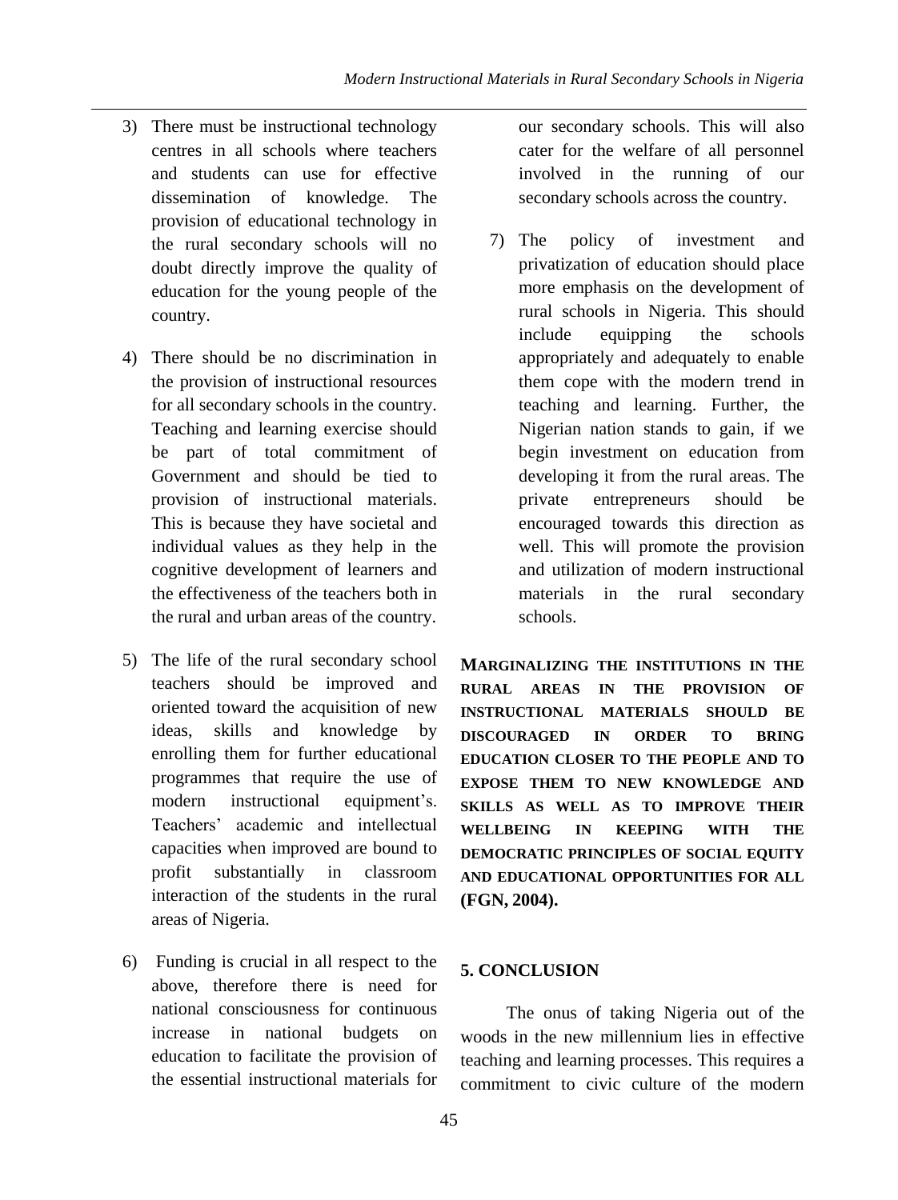3) There must be instructional technology centres in all schools where teachers and students can use for effective dissemination of knowledge. The provision of educational technology in the rural secondary schools will no doubt directly improve the quality of education for the young people of the country.

4) There should be no discrimination in the provision of instructional resources for all secondary schools in the country. Teaching and learning exercise should be part of total commitment of Government and should be tied to provision of instructional materials. This is because they have societal and individual values as they help in the cognitive development of learners and the effectiveness of the teachers both in the rural and urban areas of the country.

5) The life of the rural secondary school teachers should be improved and oriented toward the acquisition of new ideas, skills and knowledge by enrolling them for further educational programmes that require the use of modern instructional equipment's. Teachers' academic and intellectual capacities when improved are bound to profit substantially in classroom interaction of the students in the rural areas of Nigeria.

6) Funding is crucial in all respect to the above, therefore there is need for national consciousness for continuous increase in national budgets on education to facilitate the provision of the essential instructional materials for our secondary schools. This will also cater for the welfare of all personnel involved in the running of our secondary schools across the country.

7) The policy of investment and privatization of education should place more emphasis on the development of rural schools in Nigeria. This should include equipping the schools appropriately and adequately to enable them cope with the modern trend in teaching and learning. Further, the Nigerian nation stands to gain, if we begin investment on education from developing it from the rural areas. The private entrepreneurs should be encouraged towards this direction as well. This will promote the provision and utilization of modern instructional materials in the rural secondary schools.

**MARGINALIZING THE INSTITUTIONS IN THE RURAL AREAS IN THE PROVISION OF INSTRUCTIONAL MATERIALS SHOULD BE DISCOURAGED IN ORDER TO BRING EDUCATION CLOSER TO THE PEOPLE AND TO EXPOSE THEM TO NEW KNOWLEDGE AND SKILLS AS WELL AS TO IMPROVE THEIR WELLBEING IN KEEPING WITH THE DEMOCRATIC PRINCIPLES OF SOCIAL EQUITY AND EDUCATIONAL OPPORTUNITIES FOR ALL (FGN, 2004).**

## 5. CONCLUSION

The onus of taking Nigeria out of the woods in the new millennium lies in effective teaching and learning processes. This requires a commitment to civic culture of the modern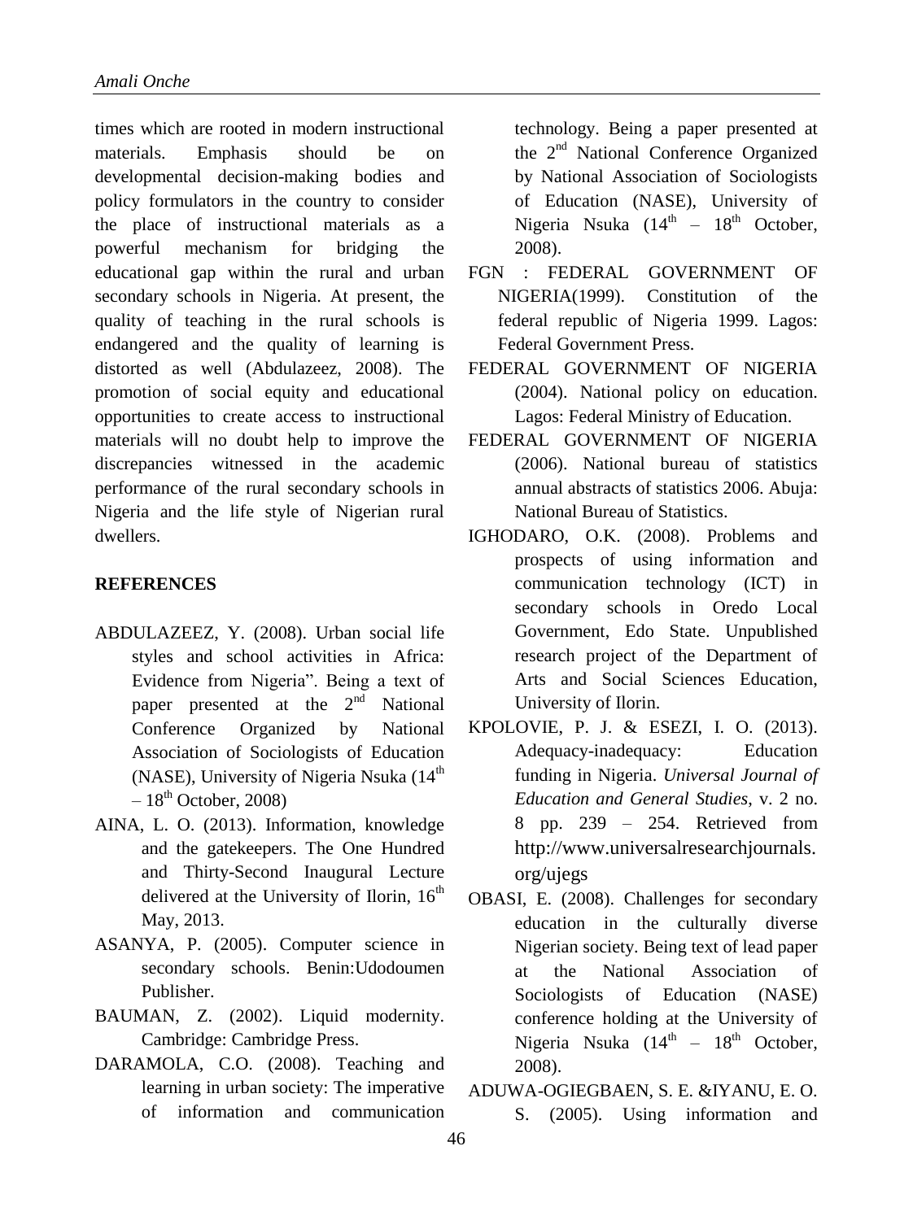times which are rooted in modern instructional materials. Emphasis should be on developmental decision-making bodies and policy formulators in the country to consider the place of instructional materials as a powerful mechanism for bridging the educational gap within the rural and urban secondary schools in Nigeria. At present, the quality of teaching in the rural schools is endangered and the quality of learning is distorted as well (Abdulazeez, 2008). The promotion of social equity and educational opportunities to create access to instructional materials will no doubt help to improve the discrepancies witnessed in the academic performance of the rural secondary schools in Nigeria and the life style of Nigerian rural dwellers.

**REFERENCES**

ABDULAZEEZ, Y. (2008). Urban social life styles and school activities in Africa: Evidence from Nigeria". Being a text of paper presented at the 2nd National Conference Organized by National Association of Sociologists of Education (NASE), University of Nigeria Nsuka (14th – 18th October, 2008)

AINA, L. O. (2013). Information, knowledge and the gatekeepers. The One Hundred and Thirty-Second Inaugural Lecture delivered at the University of Ilorin, 16th May, 2013.

ASANYA, P. (2005). Computer science in secondary schools. Benin:Udodoumen Publisher.

BAUMAN, Z. (2002). Liquid modernity. Cambridge: Cambridge Press.

DARAMOLA, C.O. (2008). Teaching and learning in urban society: The imperative of information and communication technology. Being a paper presented at the 2nd National Conference Organized by National Association of Sociologists of Education (NASE), University of Nigeria Nsuka (14th – 18th October, 2008).

FGN : FEDERAL GOVERNMENT OF NIGERIA(1999). Constitution of the federal republic of Nigeria 1999. Lagos: Federal Government Press.

FEDERAL GOVERNMENT OF NIGERIA (2004). National policy on education. Lagos: Federal Ministry of Education.

FEDERAL GOVERNMENT OF NIGERIA (2006). National bureau of statistics annual abstracts of statistics 2006. Abuja: National Bureau of Statistics.

IGHODARO, O.K. (2008). Problems and prospects of using information and communication technology (ICT) in secondary schools in Oredo Local Government, Edo State. Unpublished research project of the Department of Arts and Social Sciences Education, University of Ilorin.

KPOLOVIE, P. J. & ESEZI, I. O. (2013). Adequacy-inadequacy: Education funding in Nigeria. *Universal Journal of Education and General Studies*, v. 2 no. 8 pp. 239 – 254. Retrieved from http://www.universalresearchjournals.org/ujegs

OBASI, E. (2008). Challenges for secondary education in the culturally diverse Nigerian society. Being text of lead paper at the National Association of Sociologists of Education (NASE) conference holding at the University of Nigeria Nsuka (14th – 18th October, 2008).

ADUWA-OGIEGBAEN, S. E. &IYANU, E. O. S. (2005). Using information and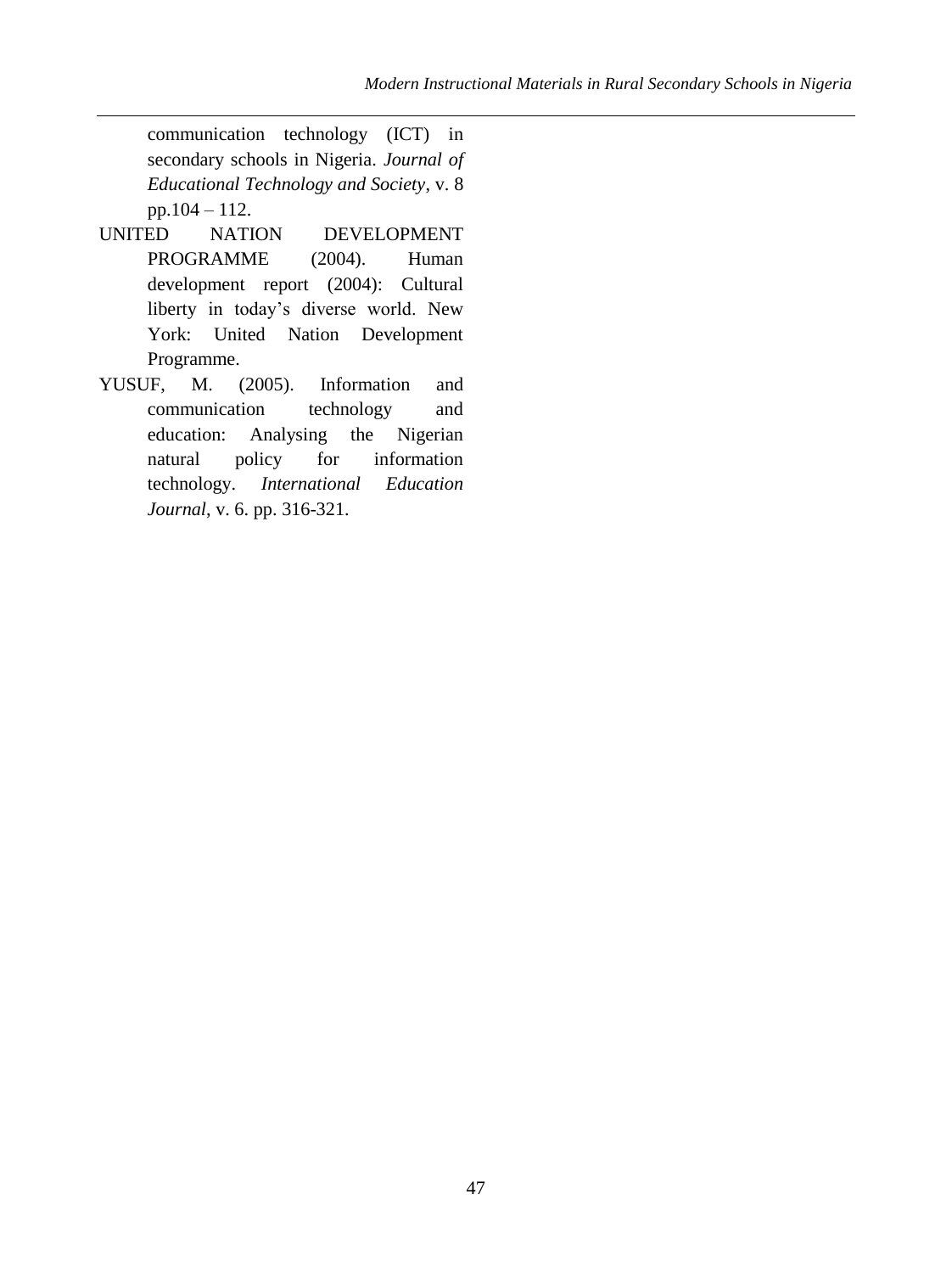communication technology (ICT) in secondary schools in Nigeria. *Journal of Educational Technology and Society*, v. 8 pp.104 – 112.

UNITED NATION DEVELOPMENT PROGRAMME (2004). Human development report (2004): Cultural liberty in today's diverse world. New York: United Nation Development Programme.

YUSUF, M. (2005). Information and communication technology and education: Analysing the Nigerian natural policy for information technology. *International Education Journal*, v. 6. pp. 316-321.